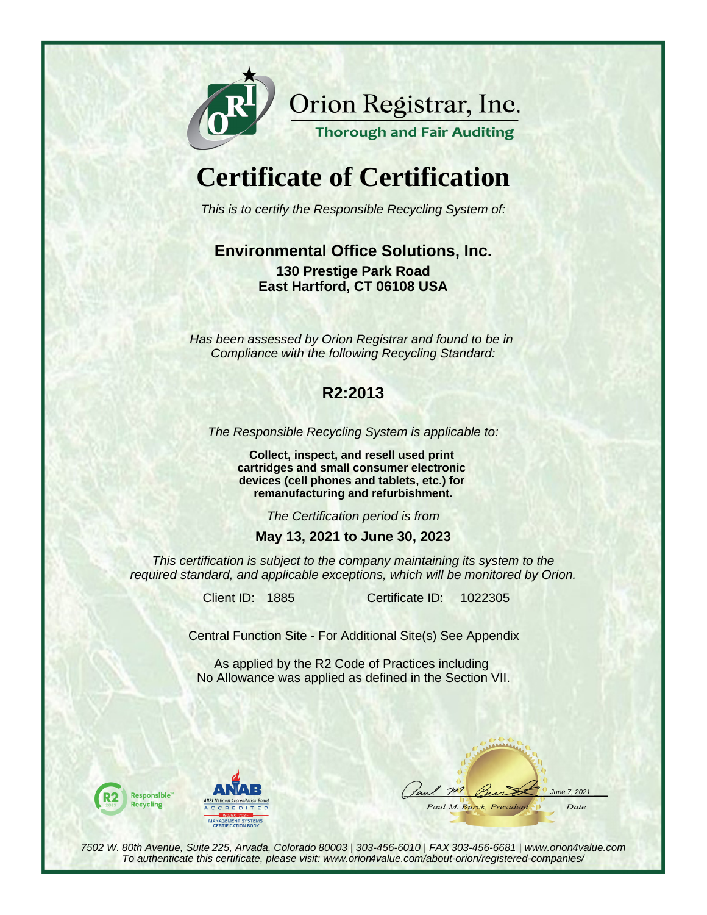Orion Registrar, Inc.

Thorough and Fair Auditing

# Certificate of Certification

*This is to certify the Responsible Recycling System of:*

**Environmental Office Solutions, Inc.**

**130 Prestige Park Road**
**East Hartford, CT 06108 USA**

*Has been assessed by Orion Registrar and found to be in Compliance with the following Recycling Standard:*

**R2:2013**

*The Responsible Recycling System is applicable to:*

**Collect, inspect, and resell used print cartridges and small consumer electronic devices (cell phones and tablets, etc.) for remanufacturing and refurbishment.**

*The Certification period is from*

**May 13, 2021 to June 30, 2023**

*This certification is subject to the company maintaining its system to the required standard, and applicable exceptions, which will be monitored by Orion.*

Client ID: 1885 Certificate ID: 1022305

Central Function Site - For Additional Site(s) See Appendix

As applied by the R2 Code of Practices including No Allowance was applied as defined in the Section VII.

R2 Responsible Recycling

ANAB ANSI National Accreditation Board ACCREDITED ISO/IEC 17021-1 MANAGEMENT SYSTEMS CERTIFICATION BODY

Paul M. Burck, President — June 7, 2021 (Date)

*7502 W. 80th Avenue, Suite 225, Arvada, Colorado 80003 | 303-456-6010 | FAX 303-456-6681 | www.orion4value.com*
*To authenticate this certificate, please visit: www.orion4value.com/about-orion/registered-companies/*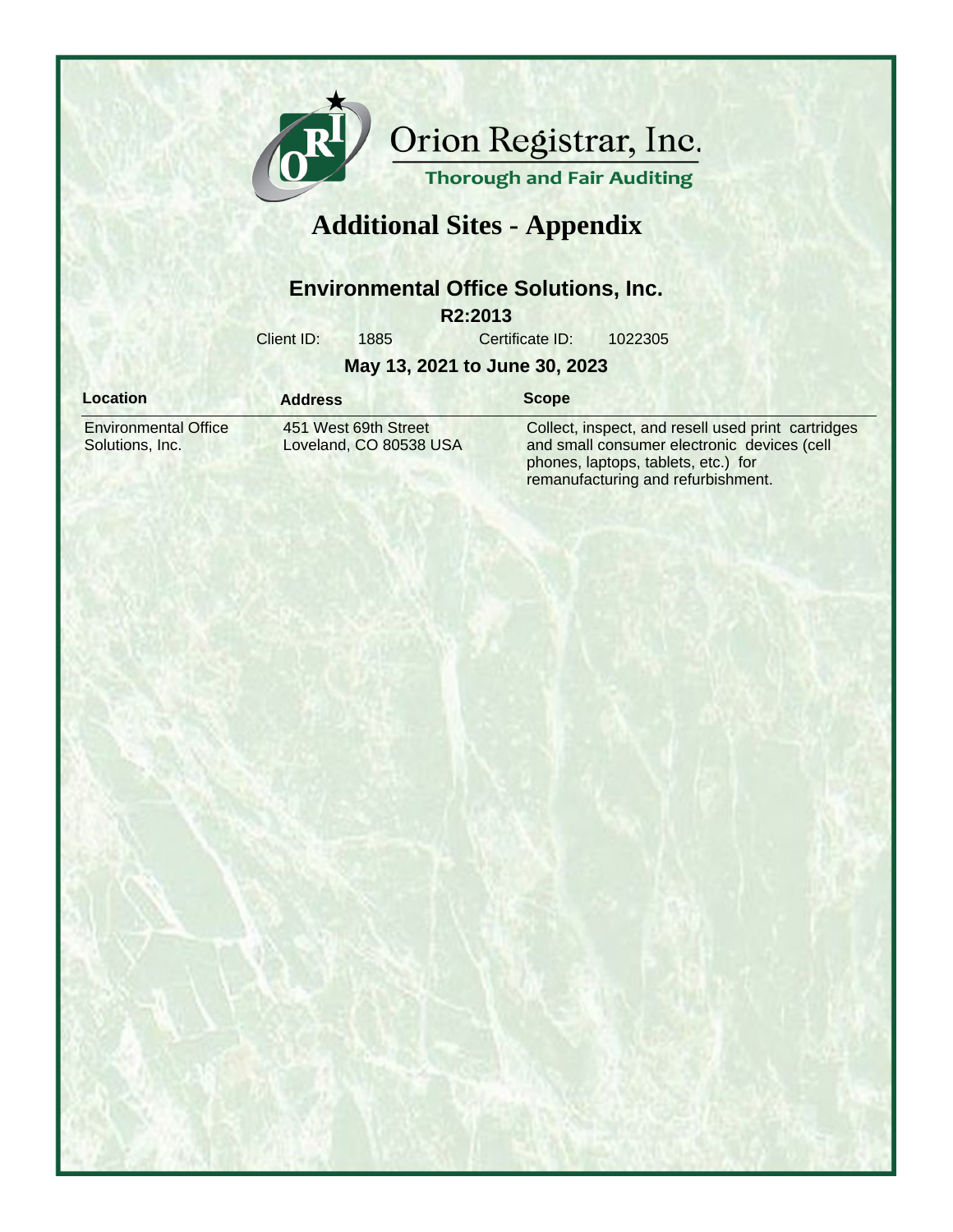Orion Registrar, Inc.

Thorough and Fair Auditing

# Additional Sites - Appendix

## Environmental Office Solutions, Inc.

**R2:2013**

Client ID: 1885 Certificate ID: 1022305

**May 13, 2021 to June 30, 2023**

| Location | Address | Scope |
|---|---|---|
| Environmental Office Solutions, Inc. | 451 West 69th Street Loveland, CO 80538 USA | Collect, inspect, and resell used print cartridges and small consumer electronic devices (cell phones, laptops, tablets, etc.) for remanufacturing and refurbishment. |